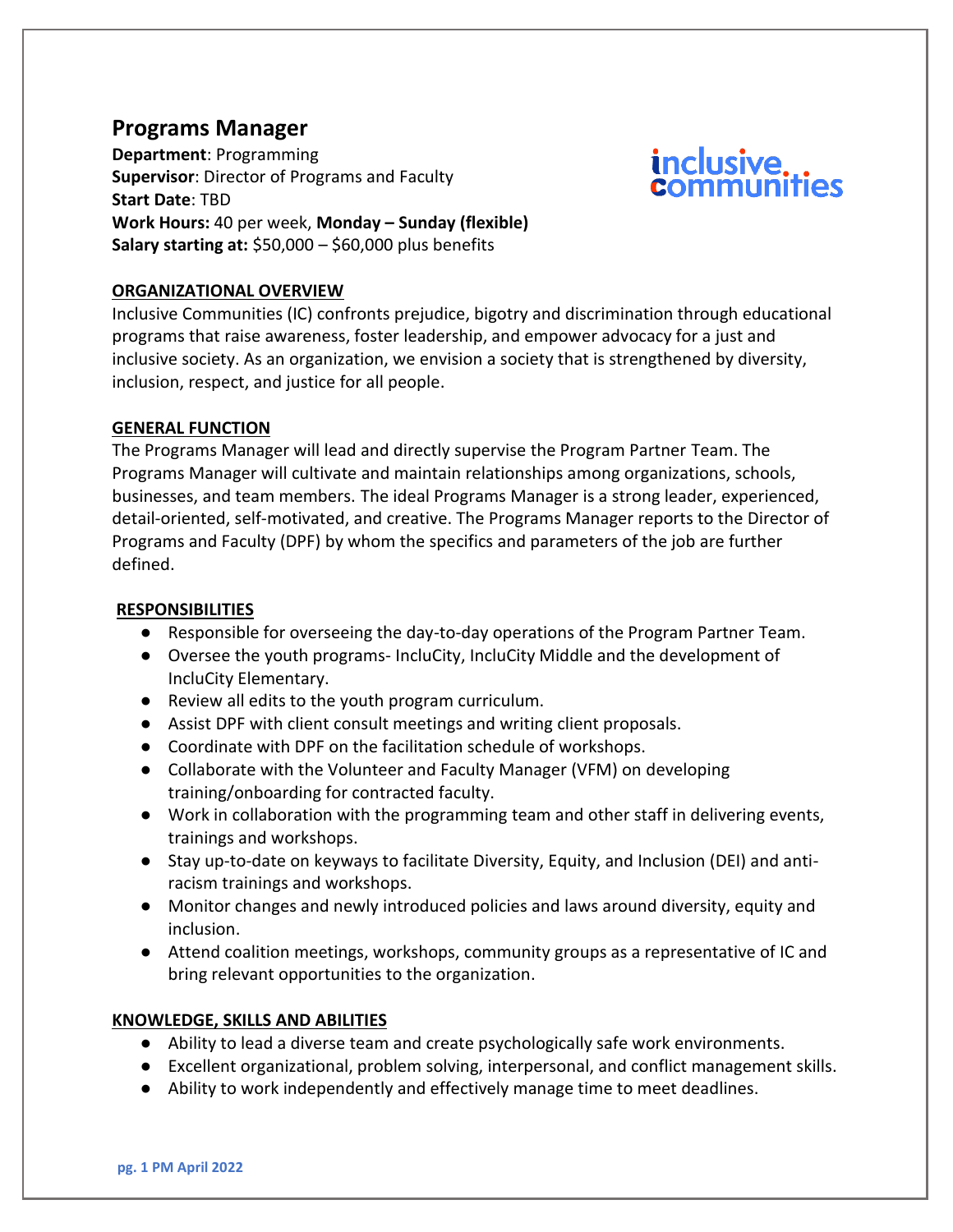# Programs Manager

**Department**: Programming
**Supervisor**: Director of Programs and Faculty
**Start Date**: TBD
**Work Hours:** 40 per week, **Monday – Sunday (flexible)**
**Salary starting at:** $50,000 – $60,000 plus benefits

inclusive communities

## ORGANIZATIONAL OVERVIEW

Inclusive Communities (IC) confronts prejudice, bigotry and discrimination through educational programs that raise awareness, foster leadership, and empower advocacy for a just and inclusive society. As an organization, we envision a society that is strengthened by diversity, inclusion, respect, and justice for all people.

## GENERAL FUNCTION

The Programs Manager will lead and directly supervise the Program Partner Team. The Programs Manager will cultivate and maintain relationships among organizations, schools, businesses, and team members. The ideal Programs Manager is a strong leader, experienced, detail-oriented, self-motivated, and creative. The Programs Manager reports to the Director of Programs and Faculty (DPF) by whom the specifics and parameters of the job are further defined.

## RESPONSIBILITIES

- Responsible for overseeing the day-to-day operations of the Program Partner Team.
- Oversee the youth programs- IncluCity, IncluCity Middle and the development of IncluCity Elementary.
- Review all edits to the youth program curriculum.
- Assist DPF with client consult meetings and writing client proposals.
- Coordinate with DPF on the facilitation schedule of workshops.
- Collaborate with the Volunteer and Faculty Manager (VFM) on developing training/onboarding for contracted faculty.
- Work in collaboration with the programming team and other staff in delivering events, trainings and workshops.
- Stay up-to-date on keyways to facilitate Diversity, Equity, and Inclusion (DEI) and anti-racism trainings and workshops.
- Monitor changes and newly introduced policies and laws around diversity, equity and inclusion.
- Attend coalition meetings, workshops, community groups as a representative of IC and bring relevant opportunities to the organization.

## KNOWLEDGE, SKILLS AND ABILITIES

- Ability to lead a diverse team and create psychologically safe work environments.
- Excellent organizational, problem solving, interpersonal, and conflict management skills.
- Ability to work independently and effectively manage time to meet deadlines.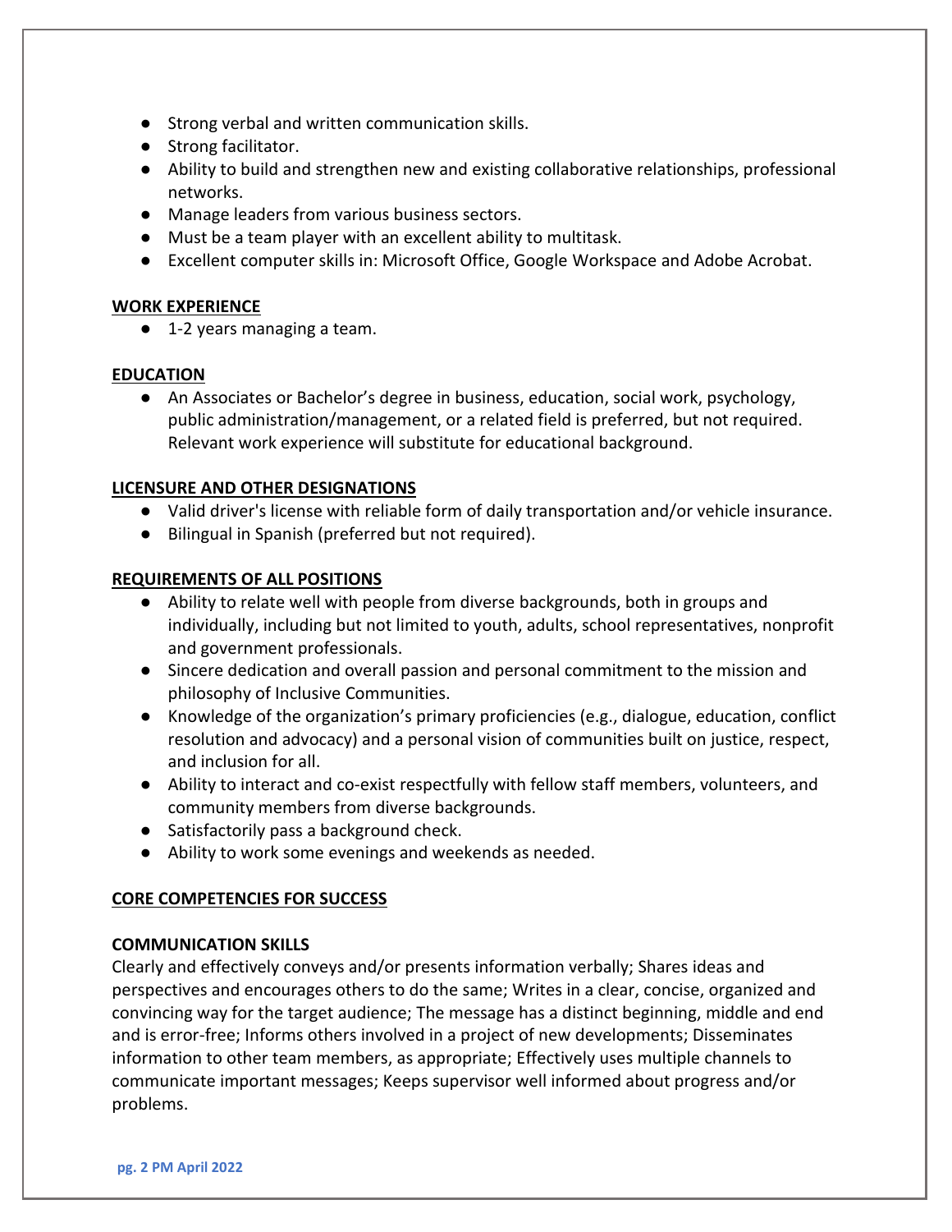- Strong verbal and written communication skills.
- Strong facilitator.
- Ability to build and strengthen new and existing collaborative relationships, professional networks.
- Manage leaders from various business sectors.
- Must be a team player with an excellent ability to multitask.
- Excellent computer skills in: Microsoft Office, Google Workspace and Adobe Acrobat.

## WORK EXPERIENCE

- 1-2 years managing a team.

## EDUCATION

- An Associates or Bachelor's degree in business, education, social work, psychology, public administration/management, or a related field is preferred, but not required. Relevant work experience will substitute for educational background.

## LICENSURE AND OTHER DESIGNATIONS

- Valid driver's license with reliable form of daily transportation and/or vehicle insurance.
- Bilingual in Spanish (preferred but not required).

## REQUIREMENTS OF ALL POSITIONS

- Ability to relate well with people from diverse backgrounds, both in groups and individually, including but not limited to youth, adults, school representatives, nonprofit and government professionals.
- Sincere dedication and overall passion and personal commitment to the mission and philosophy of Inclusive Communities.
- Knowledge of the organization's primary proficiencies (e.g., dialogue, education, conflict resolution and advocacy) and a personal vision of communities built on justice, respect, and inclusion for all.
- Ability to interact and co-exist respectfully with fellow staff members, volunteers, and community members from diverse backgrounds.
- Satisfactorily pass a background check.
- Ability to work some evenings and weekends as needed.

## CORE COMPETENCIES FOR SUCCESS

### COMMUNICATION SKILLS

Clearly and effectively conveys and/or presents information verbally; Shares ideas and perspectives and encourages others to do the same; Writes in a clear, concise, organized and convincing way for the target audience; The message has a distinct beginning, middle and end and is error-free; Informs others involved in a project of new developments; Disseminates information to other team members, as appropriate; Effectively uses multiple channels to communicate important messages; Keeps supervisor well informed about progress and/or problems.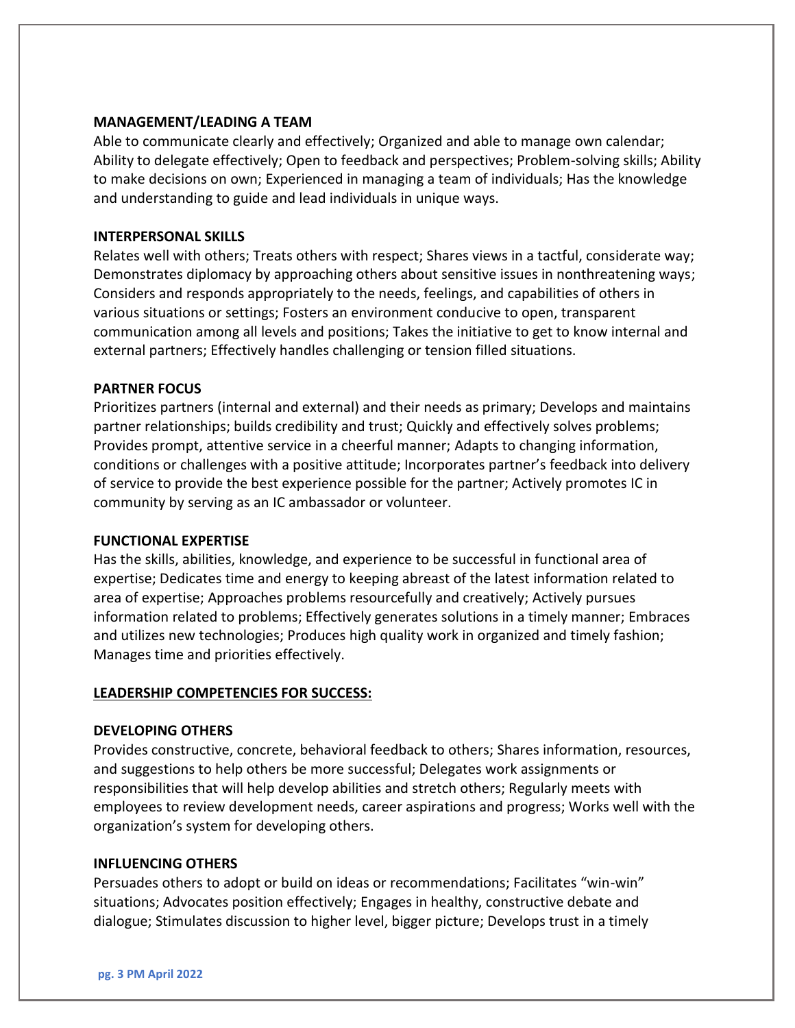**MANAGEMENT/LEADING A TEAM**

Able to communicate clearly and effectively; Organized and able to manage own calendar; Ability to delegate effectively; Open to feedback and perspectives; Problem-solving skills; Ability to make decisions on own; Experienced in managing a team of individuals; Has the knowledge and understanding to guide and lead individuals in unique ways.

**INTERPERSONAL SKILLS**

Relates well with others; Treats others with respect; Shares views in a tactful, considerate way; Demonstrates diplomacy by approaching others about sensitive issues in nonthreatening ways; Considers and responds appropriately to the needs, feelings, and capabilities of others in various situations or settings; Fosters an environment conducive to open, transparent communication among all levels and positions; Takes the initiative to get to know internal and external partners; Effectively handles challenging or tension filled situations.

**PARTNER FOCUS**

Prioritizes partners (internal and external) and their needs as primary; Develops and maintains partner relationships; builds credibility and trust; Quickly and effectively solves problems; Provides prompt, attentive service in a cheerful manner; Adapts to changing information, conditions or challenges with a positive attitude; Incorporates partner's feedback into delivery of service to provide the best experience possible for the partner; Actively promotes IC in community by serving as an IC ambassador or volunteer.

**FUNCTIONAL EXPERTISE**

Has the skills, abilities, knowledge, and experience to be successful in functional area of expertise; Dedicates time and energy to keeping abreast of the latest information related to area of expertise; Approaches problems resourcefully and creatively; Actively pursues information related to problems; Effectively generates solutions in a timely manner; Embraces and utilizes new technologies; Produces high quality work in organized and timely fashion; Manages time and priorities effectively.

**<u>LEADERSHIP COMPETENCIES FOR SUCCESS:</u>**

**DEVELOPING OTHERS**

Provides constructive, concrete, behavioral feedback to others; Shares information, resources, and suggestions to help others be more successful; Delegates work assignments or responsibilities that will help develop abilities and stretch others; Regularly meets with employees to review development needs, career aspirations and progress; Works well with the organization's system for developing others.

**INFLUENCING OTHERS**

Persuades others to adopt or build on ideas or recommendations; Facilitates "win-win" situations; Advocates position effectively; Engages in healthy, constructive debate and dialogue; Stimulates discussion to higher level, bigger picture; Develops trust in a timely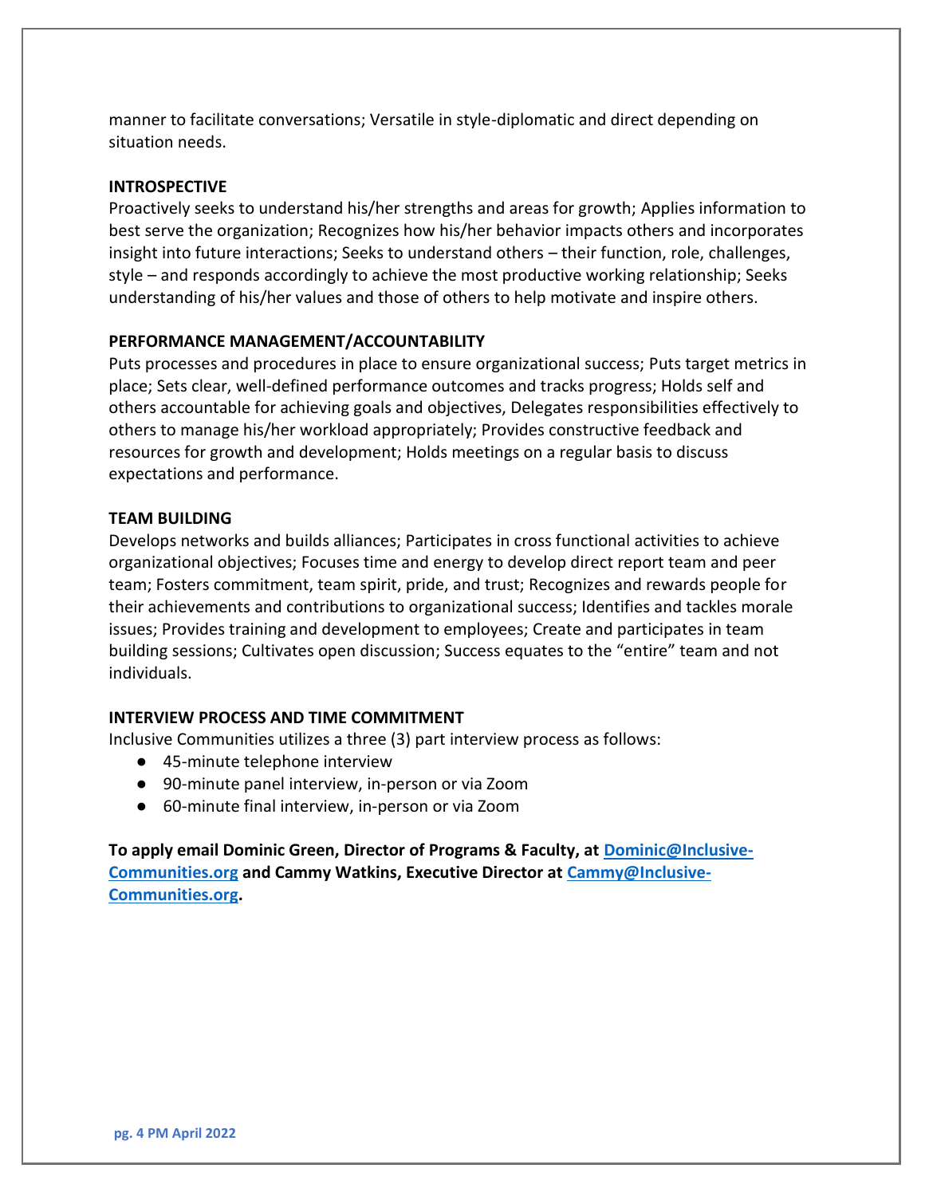manner to facilitate conversations; Versatile in style-diplomatic and direct depending on situation needs.

**INTROSPECTIVE**

Proactively seeks to understand his/her strengths and areas for growth; Applies information to best serve the organization; Recognizes how his/her behavior impacts others and incorporates insight into future interactions; Seeks to understand others – their function, role, challenges, style – and responds accordingly to achieve the most productive working relationship; Seeks understanding of his/her values and those of others to help motivate and inspire others.

**PERFORMANCE MANAGEMENT/ACCOUNTABILITY**

Puts processes and procedures in place to ensure organizational success; Puts target metrics in place; Sets clear, well-defined performance outcomes and tracks progress; Holds self and others accountable for achieving goals and objectives, Delegates responsibilities effectively to others to manage his/her workload appropriately; Provides constructive feedback and resources for growth and development; Holds meetings on a regular basis to discuss expectations and performance.

**TEAM BUILDING**

Develops networks and builds alliances; Participates in cross functional activities to achieve organizational objectives; Focuses time and energy to develop direct report team and peer team; Fosters commitment, team spirit, pride, and trust; Recognizes and rewards people for their achievements and contributions to organizational success; Identifies and tackles morale issues; Provides training and development to employees; Create and participates in team building sessions; Cultivates open discussion; Success equates to the "entire" team and not individuals.

**INTERVIEW PROCESS AND TIME COMMITMENT**

Inclusive Communities utilizes a three (3) part interview process as follows:

- 45-minute telephone interview
- 90-minute panel interview, in-person or via Zoom
- 60-minute final interview, in-person or via Zoom

**To apply email Dominic Green, Director of Programs & Faculty, at [Dominic@Inclusive-Communities.org](mailto:Dominic@Inclusive-Communities.org) and Cammy Watkins, Executive Director at [Cammy@Inclusive-Communities.org](mailto:Cammy@Inclusive-Communities.org).**